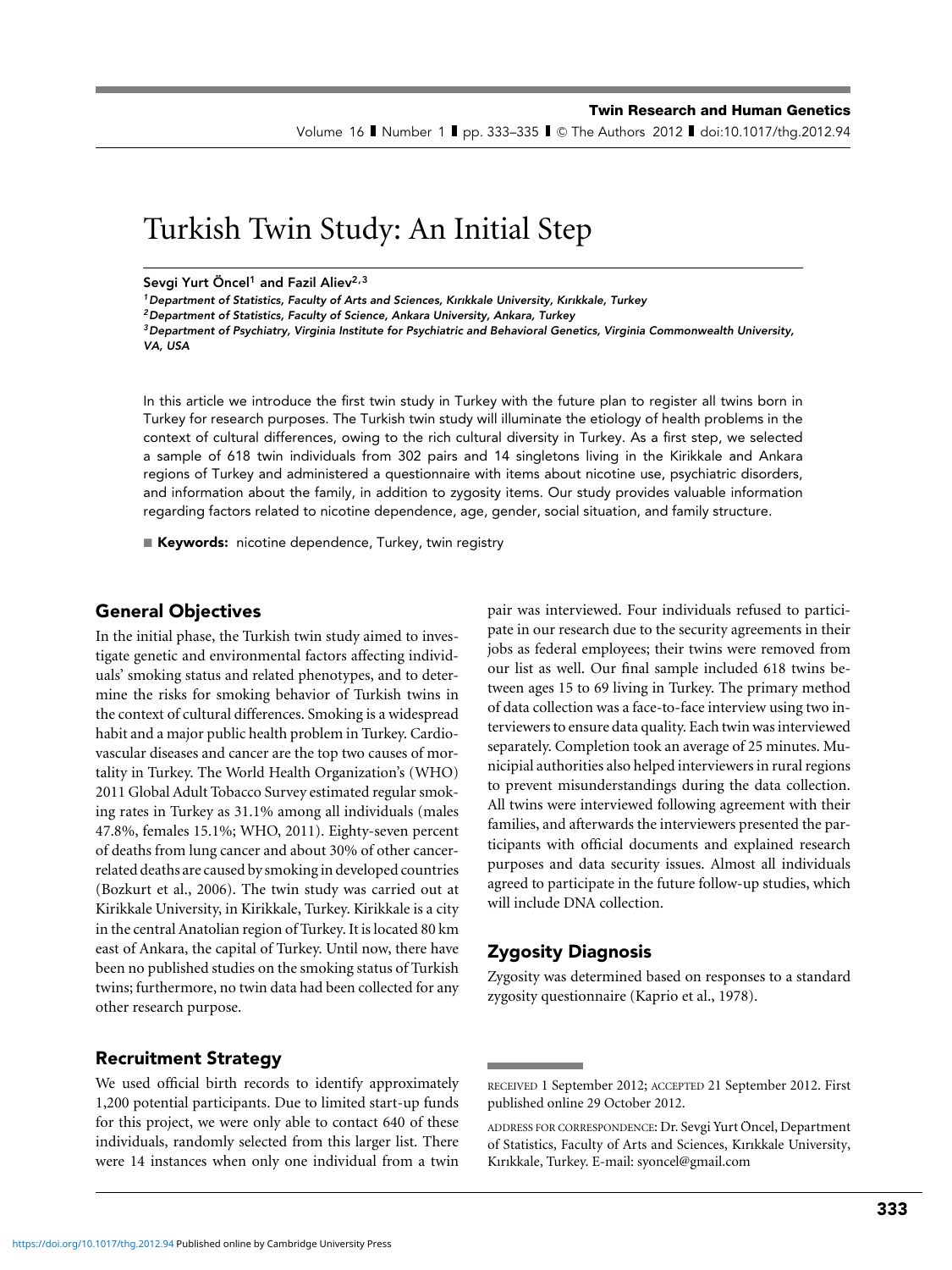# Turkish Twin Study: An Initial Step

**Sevgi Yurt Öncel[1] and Fazil Aliev[2,3]**

*[1]Department of Statistics, Faculty of Arts and Sciences, Kırıkkale University, Kırıkkale, Turkey*
*[2]Department of Statistics, Faculty of Science, Ankara University, Ankara, Turkey*
*[3]Department of Psychiatry, Virginia Institute for Psychiatric and Behavioral Genetics, Virginia Commonwealth University, VA, USA*

In this article we introduce the first twin study in Turkey with the future plan to register all twins born in Turkey for research purposes. The Turkish twin study will illuminate the etiology of health problems in the context of cultural differences, owing to the rich cultural diversity in Turkey. As a first step, we selected a sample of 618 twin individuals from 302 pairs and 14 singletons living in the Kirikkale and Ankara regions of Turkey and administered a questionnaire with items about nicotine use, psychiatric disorders, and information about the family, in addition to zygosity items. Our study provides valuable information regarding factors related to nicotine dependence, age, gender, social situation, and family structure.

**Keywords:** nicotine dependence, Turkey, twin registry

## General Objectives

In the initial phase, the Turkish twin study aimed to investigate genetic and environmental factors affecting individuals' smoking status and related phenotypes, and to determine the risks for smoking behavior of Turkish twins in the context of cultural differences. Smoking is a widespread habit and a major public health problem in Turkey. Cardiovascular diseases and cancer are the top two causes of mortality in Turkey. The World Health Organization's (WHO) 2011 Global Adult Tobacco Survey estimated regular smoking rates in Turkey as 31.1% among all individuals (males 47.8%, females 15.1%; WHO, 2011). Eighty-seven percent of deaths from lung cancer and about 30% of other cancer-related deaths are caused by smoking in developed countries (Bozkurt et al., 2006). The twin study was carried out at Kirikkale University, in Kirikkale, Turkey. Kirikkale is a city in the central Anatolian region of Turkey. It is located 80 km east of Ankara, the capital of Turkey. Until now, there have been no published studies on the smoking status of Turkish twins; furthermore, no twin data had been collected for any other research purpose.

## Recruitment Strategy

We used official birth records to identify approximately 1,200 potential participants. Due to limited start-up funds for this project, we were only able to contact 640 of these individuals, randomly selected from this larger list. There were 14 instances when only one individual from a twin pair was interviewed. Four individuals refused to participate in our research due to the security agreements in their jobs as federal employees; their twins were removed from our list as well. Our final sample included 618 twins between ages 15 to 69 living in Turkey. The primary method of data collection was a face-to-face interview using two interviewers to ensure data quality. Each twin was interviewed separately. Completion took an average of 25 minutes. Municipial authorities also helped interviewers in rural regions to prevent misunderstandings during the data collection. All twins were interviewed following agreement with their families, and afterwards the interviewers presented the participants with official documents and explained research purposes and data security issues. Almost all individuals agreed to participate in the future follow-up studies, which will include DNA collection.

## Zygosity Diagnosis

Zygosity was determined based on responses to a standard zygosity questionnaire (Kaprio et al., 1978).

RECEIVED 1 September 2012; ACCEPTED 21 September 2012. First published online 29 October 2012.

ADDRESS FOR CORRESPONDENCE: Dr. Sevgi Yurt Öncel, Department of Statistics, Faculty of Arts and Sciences, Kırıkkale University, Kırıkkale, Turkey. E-mail: syoncel@gmail.com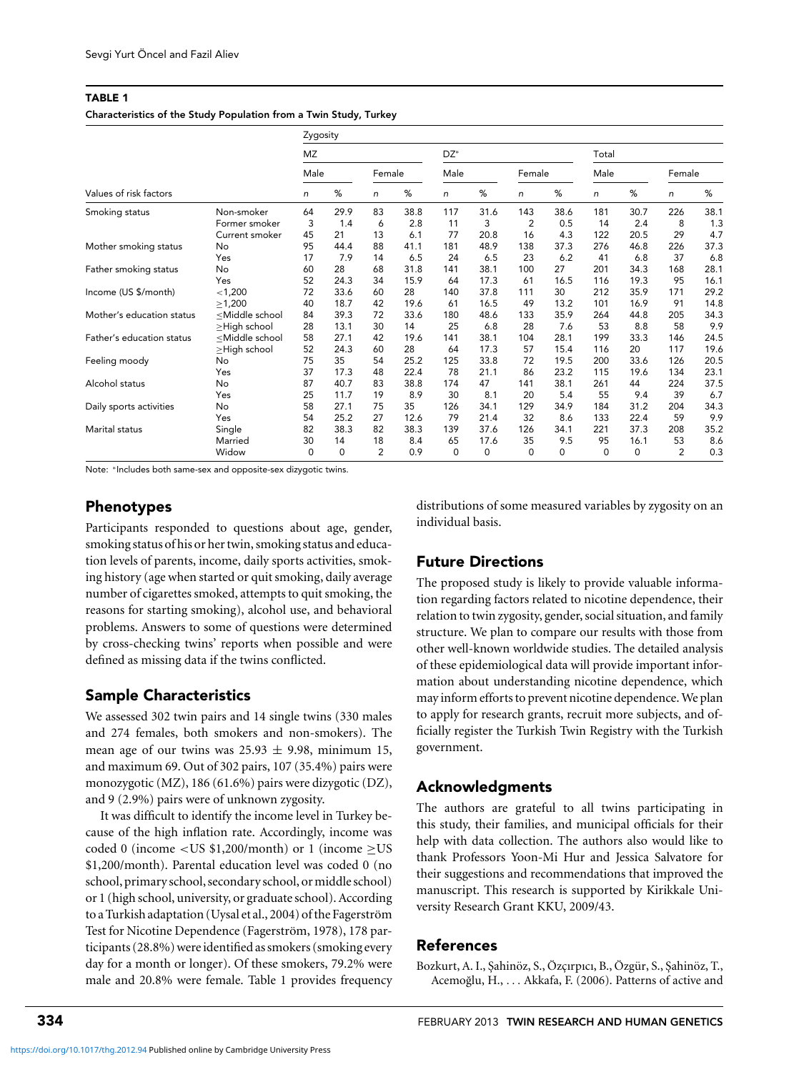**TABLE 1**

**Characteristics of the Study Population from a Twin Study, Turkey**

| Values of risk factors | | Zygosity | | | | | | | | | | | |
|---|---|---|---|---|---|---|---|---|---|---|---|---|---|
| | | MZ | | | | DZ* | | | | Total | | | |
| | | Male | | Female | | Male | | Female | | Male | | Female | |
| | | *n* | % | *n* | % | *n* | % | *n* | % | *n* | % | *n* | % |
| Smoking status | Non-smoker | 64 | 29.9 | 83 | 38.8 | 117 | 31.6 | 143 | 38.6 | 181 | 30.7 | 226 | 38.1 |
| | Former smoker | 3 | 1.4 | 6 | 2.8 | 11 | 3 | 2 | 0.5 | 14 | 2.4 | 8 | 1.3 |
| | Current smoker | 45 | 21 | 13 | 6.1 | 77 | 20.8 | 16 | 4.3 | 122 | 20.5 | 29 | 4.7 |
| Mother smoking status | No | 95 | 44.4 | 88 | 41.1 | 181 | 48.9 | 138 | 37.3 | 276 | 46.8 | 226 | 37.3 |
| | Yes | 17 | 7.9 | 14 | 6.5 | 24 | 6.5 | 23 | 6.2 | 41 | 6.8 | 37 | 6.8 |
| Father smoking status | No | 60 | 28 | 68 | 31.8 | 141 | 38.1 | 100 | 27 | 201 | 34.3 | 168 | 28.1 |
| | Yes | 52 | 24.3 | 34 | 15.9 | 64 | 17.3 | 61 | 16.5 | 116 | 19.3 | 95 | 16.1 |
| Income (US $/month) | <1,200 | 72 | 33.6 | 60 | 28 | 140 | 37.8 | 111 | 30 | 212 | 35.9 | 171 | 29.2 |
| | ≥1,200 | 40 | 18.7 | 42 | 19.6 | 61 | 16.5 | 49 | 13.2 | 101 | 16.9 | 91 | 14.8 |
| Mother's education status | ≤Middle school | 84 | 39.3 | 72 | 33.6 | 180 | 48.6 | 133 | 35.9 | 264 | 44.8 | 205 | 34.3 |
| | ≥High school | 28 | 13.1 | 30 | 14 | 25 | 6.8 | 28 | 7.6 | 53 | 8.8 | 58 | 9.9 |
| Father's education status | ≤Middle school | 58 | 27.1 | 42 | 19.6 | 141 | 38.1 | 104 | 28.1 | 199 | 33.3 | 146 | 24.5 |
| | ≥High school | 52 | 24.3 | 60 | 28 | 64 | 17.3 | 57 | 15.4 | 116 | 20 | 117 | 19.6 |
| Feeling moody | No | 75 | 35 | 54 | 25.2 | 125 | 33.8 | 72 | 19.5 | 200 | 33.6 | 126 | 20.5 |
| | Yes | 37 | 17.3 | 48 | 22.4 | 78 | 21.1 | 86 | 23.2 | 115 | 19.6 | 134 | 23.1 |
| Alcohol status | No | 87 | 40.7 | 83 | 38.8 | 174 | 47 | 141 | 38.1 | 261 | 44 | 224 | 37.5 |
| | Yes | 25 | 11.7 | 19 | 8.9 | 30 | 8.1 | 20 | 5.4 | 55 | 9.4 | 39 | 6.7 |
| Daily sports activities | No | 58 | 27.1 | 75 | 35 | 126 | 34.1 | 129 | 34.9 | 184 | 31.2 | 204 | 34.3 |
| | Yes | 54 | 25.2 | 27 | 12.6 | 79 | 21.4 | 32 | 8.6 | 133 | 22.4 | 59 | 9.9 |
| Marital status | Single | 82 | 38.3 | 82 | 38.3 | 139 | 37.6 | 126 | 34.1 | 221 | 37.3 | 208 | 35.2 |
| | Married | 30 | 14 | 18 | 8.4 | 65 | 17.6 | 35 | 9.5 | 95 | 16.1 | 53 | 8.6 |
| | Widow | 0 | 0 | 2 | 0.9 | 0 | 0 | 0 | 0 | 0 | 0 | 2 | 0.3 |

Note: *Includes both same-sex and opposite-sex dizygotic twins.

## Phenotypes

Participants responded to questions about age, gender, smoking status of his or her twin, smoking status and education levels of parents, income, daily sports activities, smoking history (age when started or quit smoking, daily average number of cigarettes smoked, attempts to quit smoking, the reasons for starting smoking), alcohol use, and behavioral problems. Answers to some of questions were determined by cross-checking twins' reports when possible and were defined as missing data if the twins conflicted.

## Sample Characteristics

We assessed 302 twin pairs and 14 single twins (330 males and 274 females, both smokers and non-smokers). The mean age of our twins was 25.93 ± 9.98, minimum 15, and maximum 69. Out of 302 pairs, 107 (35.4%) pairs were monozygotic (MZ), 186 (61.6%) pairs were dizygotic (DZ), and 9 (2.9%) pairs were of unknown zygosity.

It was difficult to identify the income level in Turkey because of the high inflation rate. Accordingly, income was coded 0 (income <US $1,200/month) or 1 (income ≥US $1,200/month). Parental education level was coded 0 (no school, primary school, secondary school, or middle school) or 1 (high school, university, or graduate school). According to a Turkish adaptation (Uysal et al., 2004) of the Fagerström Test for Nicotine Dependence (Fagerström, 1978), 178 participants (28.8%) were identified as smokers (smoking every day for a month or longer). Of these smokers, 79.2% were male and 20.8% were female. Table 1 provides frequency distributions of some measured variables by zygosity on an individual basis.

## Future Directions

The proposed study is likely to provide valuable information regarding factors related to nicotine dependence, their relation to twin zygosity, gender, social situation, and family structure. We plan to compare our results with those from other well-known worldwide studies. The detailed analysis of these epidemiological data will provide important information about understanding nicotine dependence, which may inform efforts to prevent nicotine dependence. We plan to apply for research grants, recruit more subjects, and officially register the Turkish Twin Registry with the Turkish government.

## Acknowledgments

The authors are grateful to all twins participating in this study, their families, and municipal officials for their help with data collection. The authors also would like to thank Professors Yoon-Mi Hur and Jessica Salvatore for their suggestions and recommendations that improved the manuscript. This research is supported by Kirikkale University Research Grant KKU, 2009/43.

## References

Bozkurt, A. I., Şahinöz, S., Özçırpıcı, B., Özgür, S., Şahinöz, T., Acemoğlu, H., ... Akkafa, F. (2006). Patterns of active and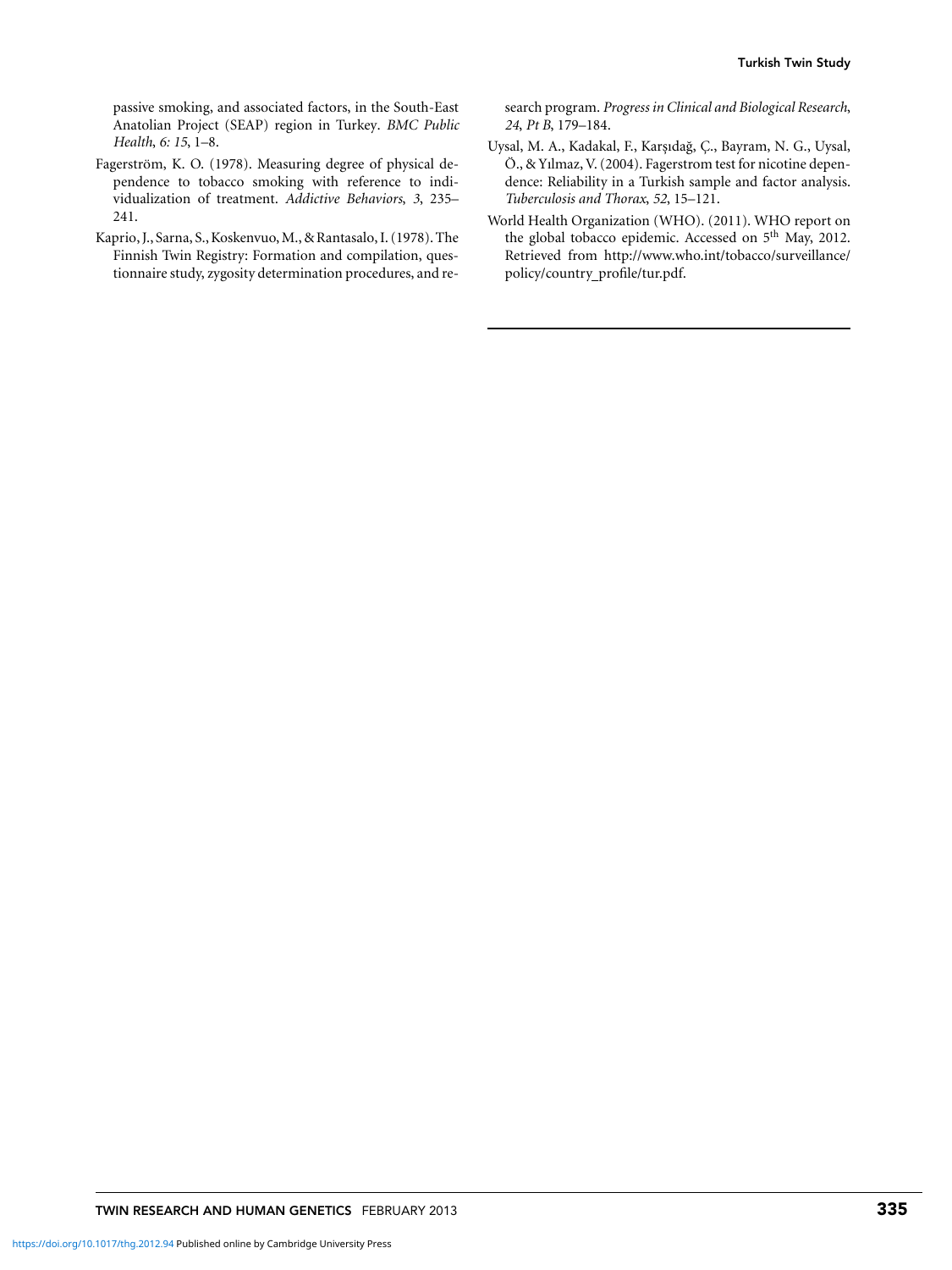passive smoking, and associated factors, in the South-East Anatolian Project (SEAP) region in Turkey. *BMC Public Health*, *6: 15*, 1–8.

Fagerström, K. O. (1978). Measuring degree of physical dependence to tobacco smoking with reference to individualization of treatment. *Addictive Behaviors*, *3*, 235–241.

Kaprio, J., Sarna, S., Koskenvuo, M., & Rantasalo, I. (1978). The Finnish Twin Registry: Formation and compilation, questionnaire study, zygosity determination procedures, and research program. *Progress in Clinical and Biological Research*, *24*, *Pt B*, 179–184.

Uysal, M. A., Kadakal, F., Karşıdağ, Ç., Bayram, N. G., Uysal, Ö., & Yılmaz, V. (2004). Fagerstrom test for nicotine dependence: Reliability in a Turkish sample and factor analysis. *Tuberculosis and Thorax*, *52*, 15–121.

World Health Organization (WHO). (2011). WHO report on the global tobacco epidemic. Accessed on 5th May, 2012. Retrieved from http://www.who.int/tobacco/surveillance/policy/country_profile/tur.pdf.